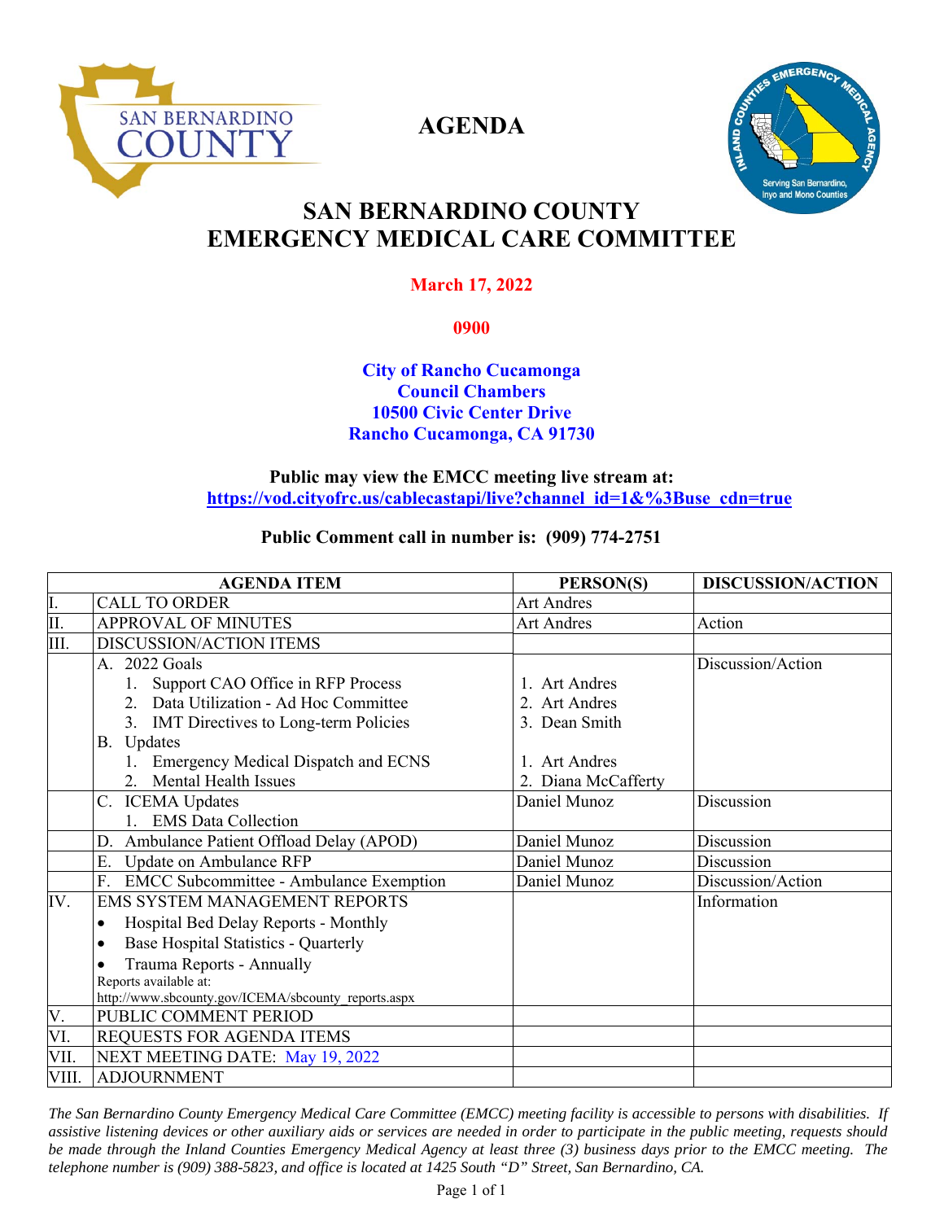# AGENDA

## SAN BERNARDINO COUNTY EMERGENCY MEDICAL CARE COMMITTEE

**March 17, 2022**

**0900**

**City of Rancho Cucamonga**
**Council Chambers**
**10500 Civic Center Drive**
**Rancho Cucamonga, CA 91730**

**Public may view the EMCC meeting live stream at:**
**https://vod.cityofrc.us/cablecastapi/live?channel_id=1&%3Buse_cdn=true**

**Public Comment call in number is: (909) 774-2751**

| | AGENDA ITEM | PERSON(S) | DISCUSSION/ACTION |
|---|---|---|---|
| I. | CALL TO ORDER | Art Andres | |
| II. | APPROVAL OF MINUTES | Art Andres | Action |
| III. | DISCUSSION/ACTION ITEMS | | |
| | A. 2022 Goals<br>1. Support CAO Office in RFP Process<br>2. Data Utilization - Ad Hoc Committee<br>3. IMT Directives to Long-term Policies<br>B. Updates<br>1. Emergency Medical Dispatch and ECNS<br>2. Mental Health Issues | <br>1. Art Andres<br>2. Art Andres<br>3. Dean Smith<br><br>1. Art Andres<br>2. Diana McCafferty | Discussion/Action |
| | C. ICEMA Updates<br>1. EMS Data Collection | Daniel Munoz | Discussion |
| | D. Ambulance Patient Offload Delay (APOD) | Daniel Munoz | Discussion |
| | E. Update on Ambulance RFP | Daniel Munoz | Discussion |
| | F. EMCC Subcommittee - Ambulance Exemption | Daniel Munoz | Discussion/Action |
| IV. | EMS SYSTEM MANAGEMENT REPORTS<br>• Hospital Bed Delay Reports - Monthly<br>• Base Hospital Statistics - Quarterly<br>• Trauma Reports - Annually<br>Reports available at:<br>http://www.sbcounty.gov/ICEMA/sbcounty_reports.aspx | | Information |
| V. | PUBLIC COMMENT PERIOD | | |
| VI. | REQUESTS FOR AGENDA ITEMS | | |
| VII. | NEXT MEETING DATE: May 19, 2022 | | |
| VIII. | ADJOURNMENT | | |

*The San Bernardino County Emergency Medical Care Committee (EMCC) meeting facility is accessible to persons with disabilities. If assistive listening devices or other auxiliary aids or services are needed in order to participate in the public meeting, requests should be made through the Inland Counties Emergency Medical Agency at least three (3) business days prior to the EMCC meeting. The telephone number is (909) 388-5823, and office is located at 1425 South "D" Street, San Bernardino, CA.*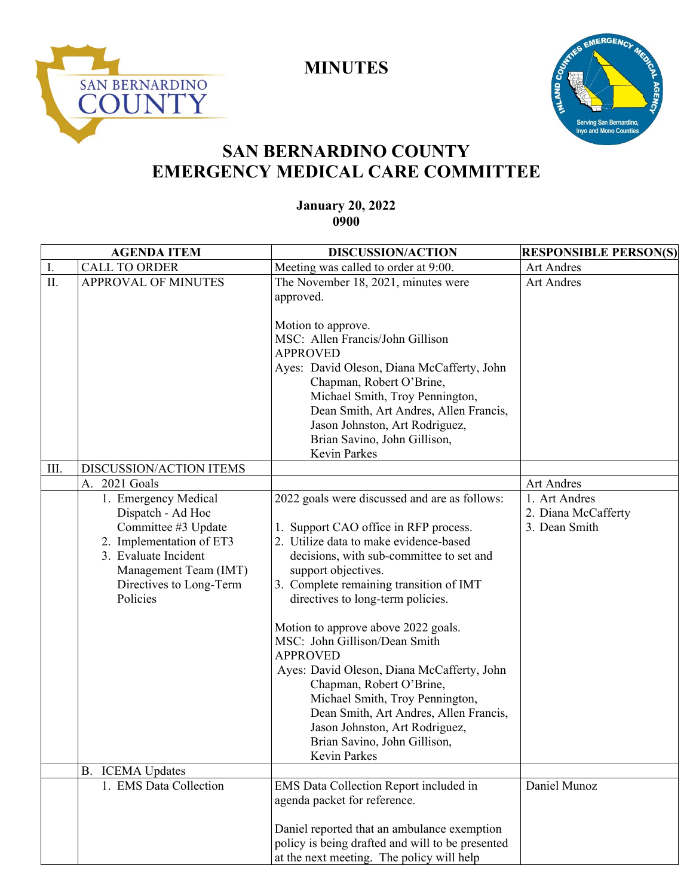# MINUTES

# SAN BERNARDINO COUNTY
# EMERGENCY MEDICAL CARE COMMITTEE

**January 20, 2022**
**0900**

| | AGENDA ITEM | DISCUSSION/ACTION | RESPONSIBLE PERSON(S) |
|---|---|---|---|
| I. | CALL TO ORDER | Meeting was called to order at 9:00. | Art Andres |
| II. | APPROVAL OF MINUTES | The November 18, 2021, minutes were approved.<br><br>Motion to approve.<br>MSC: Allen Francis/John Gillison<br>APPROVED<br>Ayes: David Oleson, Diana McCafferty, John Chapman, Robert O'Brine, Michael Smith, Troy Pennington, Dean Smith, Art Andres, Allen Francis, Jason Johnston, Art Rodriguez, Brian Savino, John Gillison, Kevin Parkes | Art Andres |
| III. | DISCUSSION/ACTION ITEMS | | |
| | A. 2021 Goals | | Art Andres |
| | 1. Emergency Medical Dispatch - Ad Hoc Committee #3 Update<br>2. Implementation of ET3<br>3. Evaluate Incident Management Team (IMT) Directives to Long-Term Policies | 2022 goals were discussed and are as follows:<br><br>1. Support CAO office in RFP process.<br>2. Utilize data to make evidence-based decisions, with sub-committee to set and support objectives.<br>3. Complete remaining transition of IMT directives to long-term policies.<br><br>Motion to approve above 2022 goals.<br>MSC: John Gillison/Dean Smith<br>APPROVED<br>Ayes: David Oleson, Diana McCafferty, John Chapman, Robert O'Brine, Michael Smith, Troy Pennington, Dean Smith, Art Andres, Allen Francis, Jason Johnston, Art Rodriguez, Brian Savino, John Gillison, Kevin Parkes | 1. Art Andres<br>2. Diana McCafferty<br>3. Dean Smith |
| | B. ICEMA Updates | | |
| | 1. EMS Data Collection | EMS Data Collection Report included in agenda packet for reference.<br><br>Daniel reported that an ambulance exemption policy is being drafted and will to be presented at the next meeting. The policy will help | Daniel Munoz |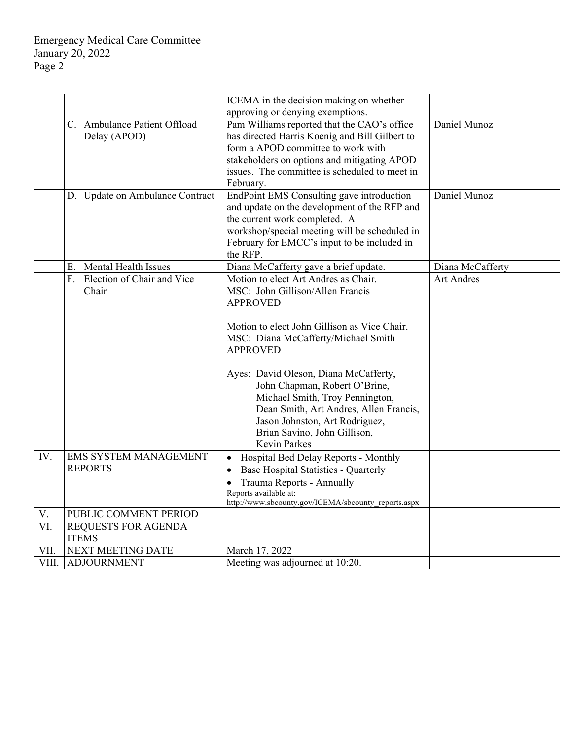| | | | |
|---|---|---|---|
| | | ICEMA in the decision making on whether approving or denying exemptions. | |
| | C. Ambulance Patient Offload Delay (APOD) | Pam Williams reported that the CAO's office has directed Harris Koenig and Bill Gilbert to form a APOD committee to work with stakeholders on options and mitigating APOD issues. The committee is scheduled to meet in February. | Daniel Munoz |
| | D. Update on Ambulance Contract | EndPoint EMS Consulting gave introduction and update on the development of the RFP and the current work completed. A workshop/special meeting will be scheduled in February for EMCC's input to be included in the RFP. | Daniel Munoz |
| | E. Mental Health Issues | Diana McCafferty gave a brief update. | Diana McCafferty |
| | F. Election of Chair and Vice Chair | Motion to elect Art Andres as Chair.<br>MSC: John Gillison/Allen Francis<br>APPROVED<br><br>Motion to elect John Gillison as Vice Chair.<br>MSC: Diana McCafferty/Michael Smith<br>APPROVED<br><br>Ayes: David Oleson, Diana McCafferty, John Chapman, Robert O'Brine, Michael Smith, Troy Pennington, Dean Smith, Art Andres, Allen Francis, Jason Johnston, Art Rodriguez, Brian Savino, John Gillison, Kevin Parkes | Art Andres |
| IV. | EMS SYSTEM MANAGEMENT REPORTS | • Hospital Bed Delay Reports - Monthly<br>• Base Hospital Statistics - Quarterly<br>• Trauma Reports - Annually<br>Reports available at:<br>http://www.sbcounty.gov/ICEMA/sbcounty_reports.aspx | |
| V. | PUBLIC COMMENT PERIOD | | |
| VI. | REQUESTS FOR AGENDA ITEMS | | |
| VII. | NEXT MEETING DATE | March 17, 2022 | |
| VIII. | ADJOURNMENT | Meeting was adjourned at 10:20. | |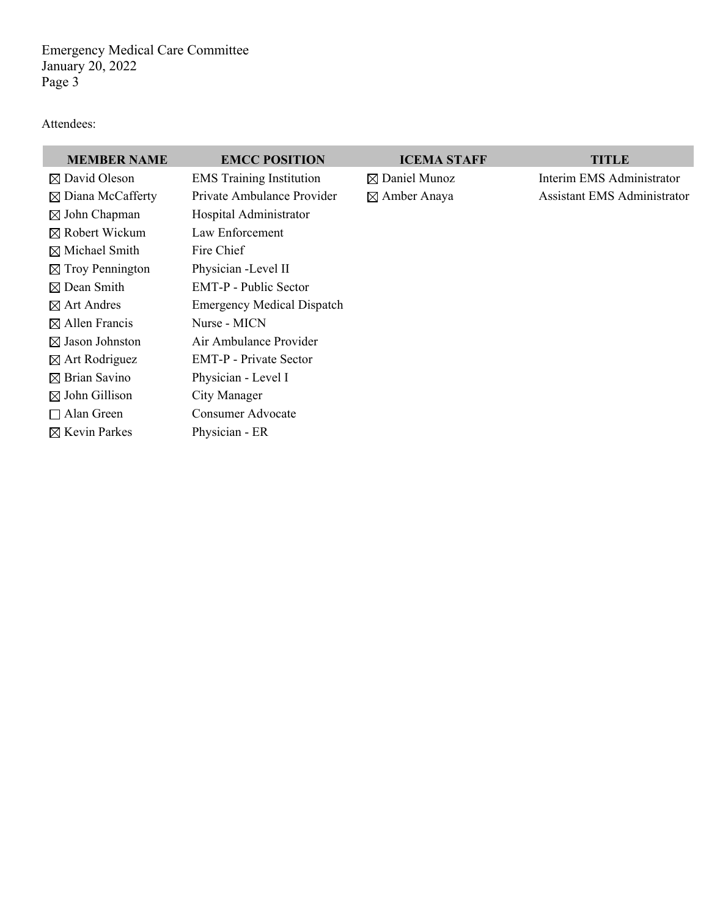Attendees:

| MEMBER NAME | EMCC POSITION | ICEMA STAFF | TITLE |
|---|---|---|---|
| ☒ David Oleson | EMS Training Institution | ☒ Daniel Munoz | Interim EMS Administrator |
| ☒ Diana McCafferty | Private Ambulance Provider | ☒ Amber Anaya | Assistant EMS Administrator |
| ☒ John Chapman | Hospital Administrator | | |
| ☒ Robert Wickum | Law Enforcement | | |
| ☒ Michael Smith | Fire Chief | | |
| ☒ Troy Pennington | Physician -Level II | | |
| ☒ Dean Smith | EMT-P - Public Sector | | |
| ☒ Art Andres | Emergency Medical Dispatch | | |
| ☒ Allen Francis | Nurse - MICN | | |
| ☒ Jason Johnston | Air Ambulance Provider | | |
| ☒ Art Rodriguez | EMT-P - Private Sector | | |
| ☒ Brian Savino | Physician - Level I | | |
| ☒ John Gillison | City Manager | | |
| ☐ Alan Green | Consumer Advocate | | |
| ☒ Kevin Parkes | Physician - ER | | |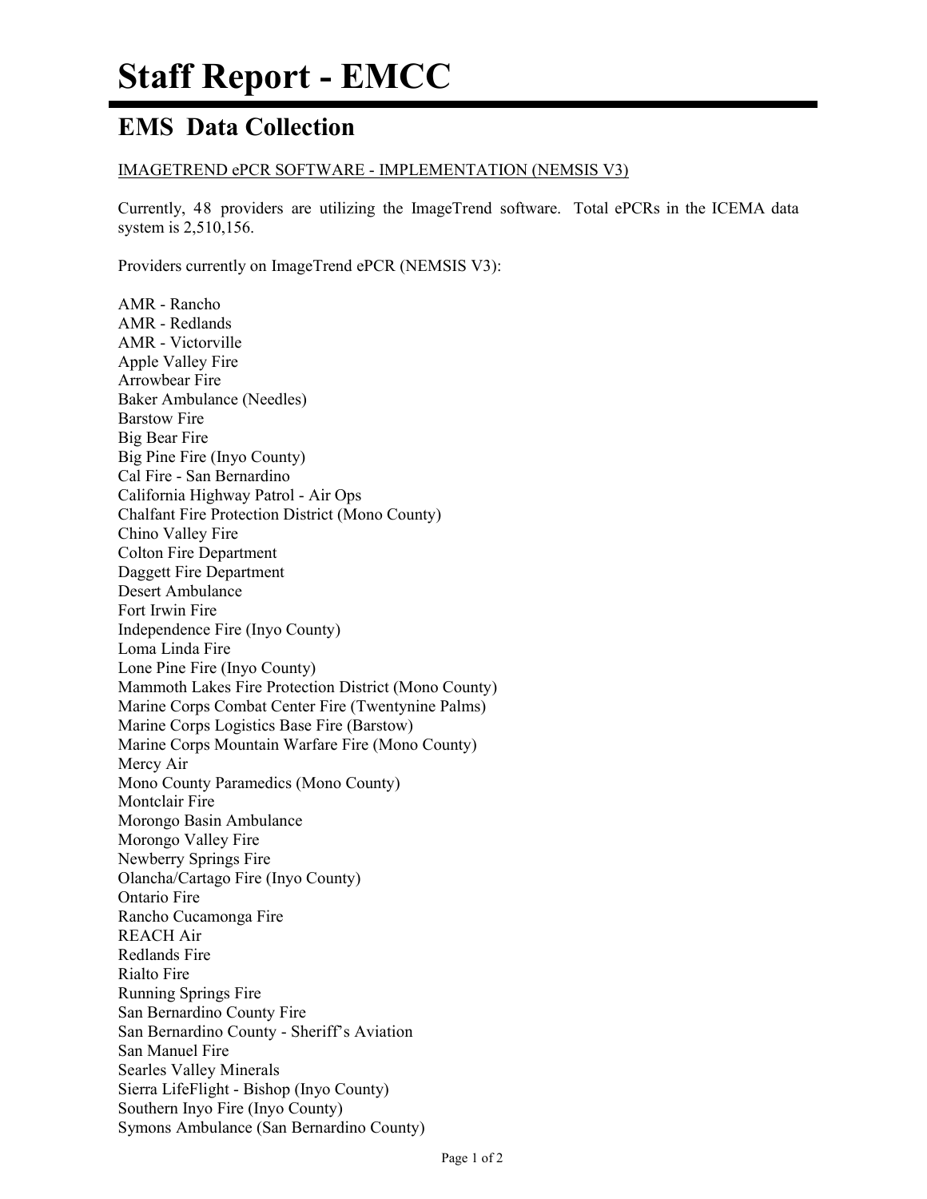# Staff Report - EMCC

## EMS Data Collection

IMAGETREND ePCR SOFTWARE - IMPLEMENTATION (NEMSIS V3)

Currently, 48 providers are utilizing the ImageTrend software. Total ePCRs in the ICEMA data system is 2,510,156.

Providers currently on ImageTrend ePCR (NEMSIS V3):

AMR - Rancho
AMR - Redlands
AMR - Victorville
Apple Valley Fire
Arrowbear Fire
Baker Ambulance (Needles)
Barstow Fire
Big Bear Fire
Big Pine Fire (Inyo County)
Cal Fire - San Bernardino
California Highway Patrol - Air Ops
Chalfant Fire Protection District (Mono County)
Chino Valley Fire
Colton Fire Department
Daggett Fire Department
Desert Ambulance
Fort Irwin Fire
Independence Fire (Inyo County)
Loma Linda Fire
Lone Pine Fire (Inyo County)
Mammoth Lakes Fire Protection District (Mono County)
Marine Corps Combat Center Fire (Twentynine Palms)
Marine Corps Logistics Base Fire (Barstow)
Marine Corps Mountain Warfare Fire (Mono County)
Mercy Air
Mono County Paramedics (Mono County)
Montclair Fire
Morongo Basin Ambulance
Morongo Valley Fire
Newberry Springs Fire
Olancha/Cartago Fire (Inyo County)
Ontario Fire
Rancho Cucamonga Fire
REACH Air
Redlands Fire
Rialto Fire
Running Springs Fire
San Bernardino County Fire
San Bernardino County - Sheriff's Aviation
San Manuel Fire
Searles Valley Minerals
Sierra LifeFlight - Bishop (Inyo County)
Southern Inyo Fire (Inyo County)
Symons Ambulance (San Bernardino County)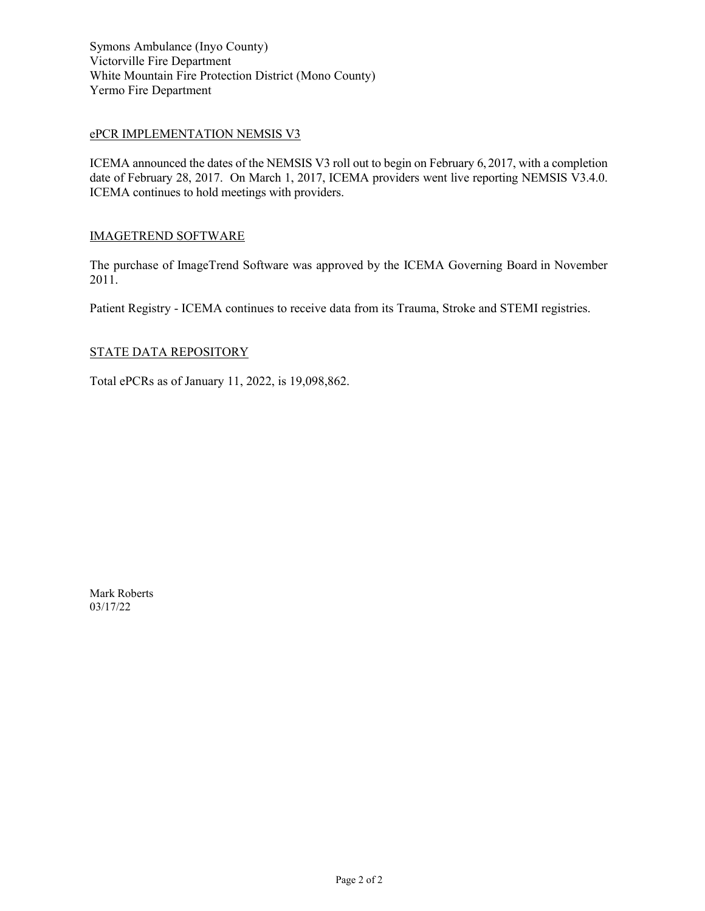Symons Ambulance (Inyo County)
Victorville Fire Department
White Mountain Fire Protection District (Mono County)
Yermo Fire Department

## ePCR IMPLEMENTATION NEMSIS V3

ICEMA announced the dates of the NEMSIS V3 roll out to begin on February 6, 2017, with a completion date of February 28, 2017. On March 1, 2017, ICEMA providers went live reporting NEMSIS V3.4.0. ICEMA continues to hold meetings with providers.

## IMAGETREND SOFTWARE

The purchase of ImageTrend Software was approved by the ICEMA Governing Board in November 2011.

Patient Registry - ICEMA continues to receive data from its Trauma, Stroke and STEMI registries.

## STATE DATA REPOSITORY

Total ePCRs as of January 11, 2022, is 19,098,862.

Mark Roberts
03/17/22